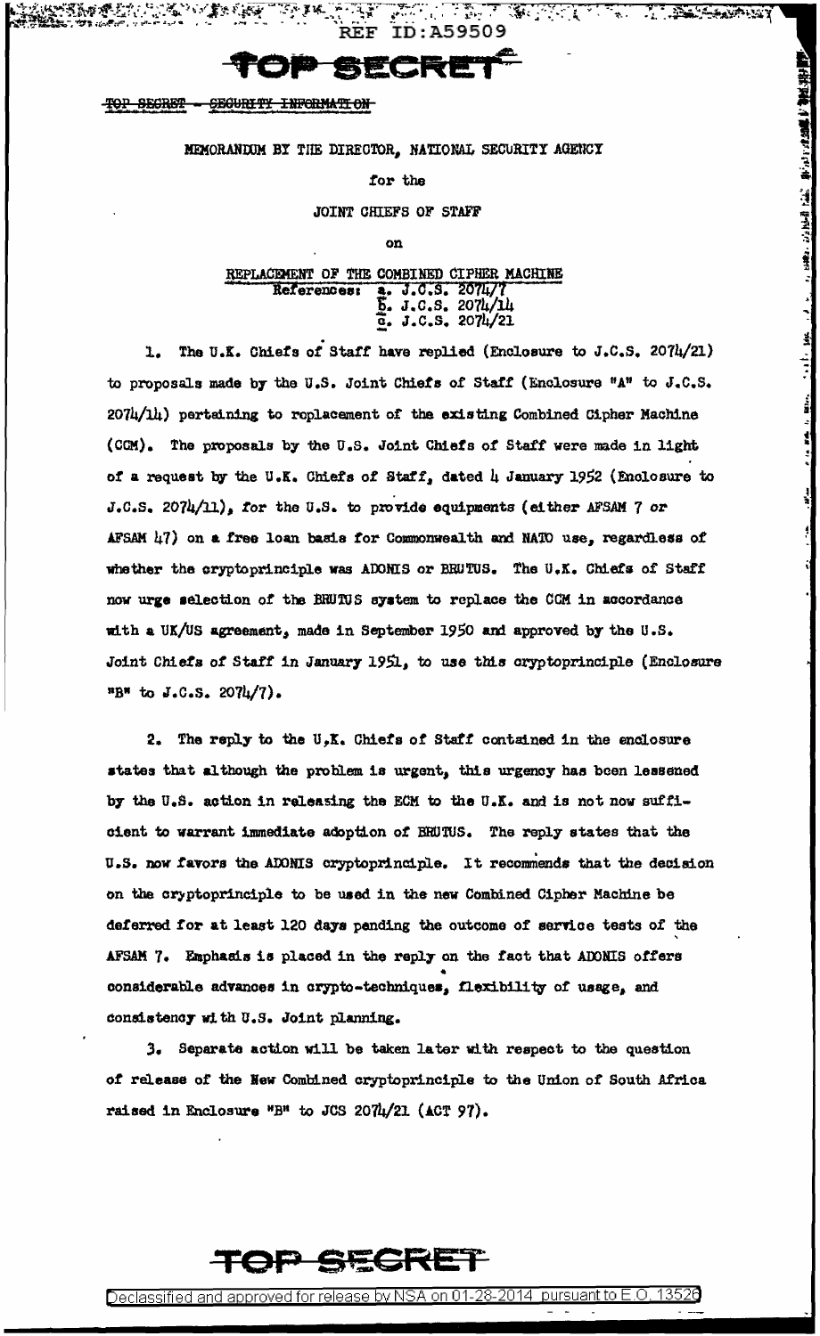REF ID:A59509

TOP SECRET

~~TOP SECRET - SECURITY INFORMATION~~

MEMORANDUM BY THE DIRECTOR, NATIONAL SECURITY AGENCY

for the

JOINT CHIEFS OF STAFF

on

REPLACEMENT OF THE COMBINED CIPHER MACHINE

References:
a. J.C.S. 2074/7
b. J.C.S. 2074/14
c. J.C.S. 2074/21

1. The U.K. Chiefs of Staff have replied (Enclosure to J.C.S. 2074/21) to proposals made by the U.S. Joint Chiefs of Staff (Enclosure "A" to J.C.S. 2074/14) pertaining to replacement of the existing Combined Cipher Machine (CCM). The proposals by the U.S. Joint Chiefs of Staff were made in light of a request by the U.K. Chiefs of Staff, dated 4 January 1952 (Enclosure to J.C.S. 2074/11), for the U.S. to provide equipments (either AFSAM 7 or AFSAM 47) on a free loan basis for Commonwealth and NATO use, regardless of whether the cryptoprinciple was ADONIS or BRUTUS. The U.K. Chiefs of Staff now urge selection of the BRUTUS system to replace the CCM in accordance with a UK/US agreement, made in September 1950 and approved by the U.S. Joint Chiefs of Staff in January 1951, to use this cryptoprinciple (Enclosure "B" to J.C.S. 2074/7).

2. The reply to the U.K. Chiefs of Staff contained in the enclosure states that although the problem is urgent, this urgency has been lessened by the U.S. action in releasing the ECM to the U.K. and is not now sufficient to warrant immediate adoption of BRUTUS. The reply states that the U.S. now favors the ADONIS cryptoprinciple. It recommends that the decision on the cryptoprinciple to be used in the new Combined Cipher Machine be deferred for at least 120 days pending the outcome of service tests of the AFSAM 7. Emphasis is placed in the reply on the fact that ADONIS offers considerable advances in crypto-techniques, flexibility of usage, and consistency with U.S. Joint planning.

3. Separate action will be taken later with respect to the question of release of the New Combined cryptoprinciple to the Union of South Africa raised in Enclosure "B" to JCS 2074/21 (ACT 97).

TOP SECRET

Declassified and approved for release by NSA on 01-28-2014 pursuant to E.O. 13526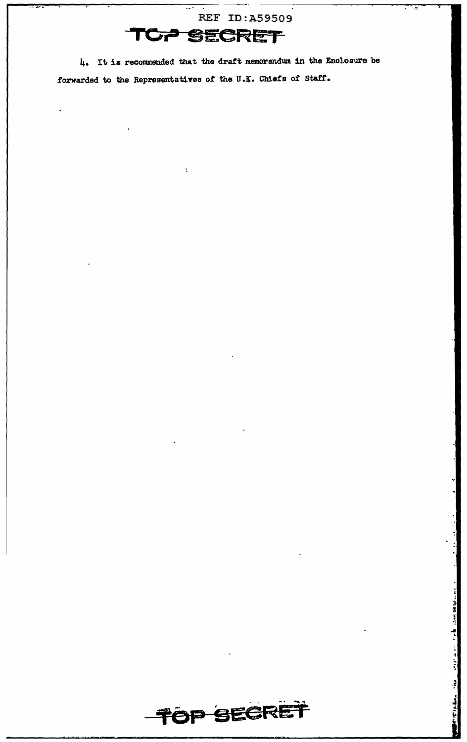4. It is recommended that the draft memorandum in the Enclosure be forwarded to the Representatives of the U.K. Chiefs of Staff.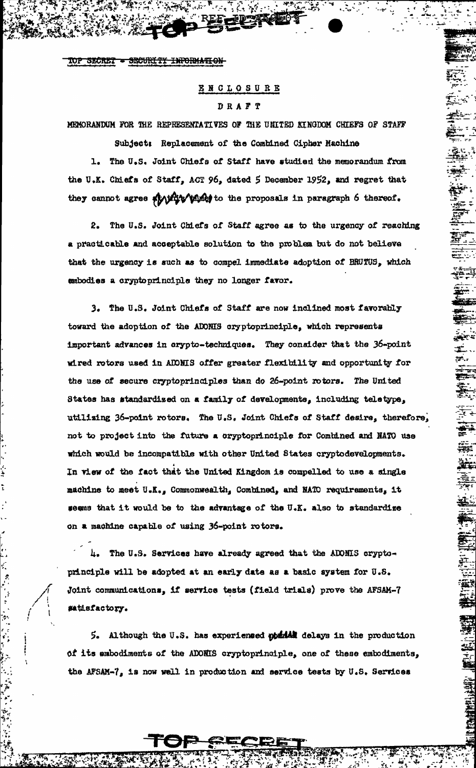TOP SECRET - SECURITY INFORMATION

ENCLOSURE

DRAFT

MEMORANDUM FOR THE REPRESENTATIVES OF THE UNITED KINGDOM CHIEFS OF STAFF

Subject: Replacement of the Combined Cipher Machine

1. The U.S. Joint Chiefs of Staff have studied the memorandum from the U.K. Chiefs of Staff, ACT 96, dated 5 December 1952, and regret that they cannot agree ~~at this time~~ to the proposals in paragraph 6 thereof.

2. The U.S. Joint Chiefs of Staff agree as to the urgency of reaching a practicable and acceptable solution to the problem but do not believe that the urgency is such as to compel immediate adoption of BRUTUS, which embodies a cryptoprinciple they no longer favor.

3. The U.S. Joint Chiefs of Staff are now inclined most favorably toward the adoption of the ADONIS cryptoprinciple, which represents important advances in crypto-techniques. They consider that the 36-point wired rotors used in ADONIS offer greater flexibility and opportunity for the use of secure cryptoprinciples than do 26-point rotors. The United States has standardized on a family of developments, including teletype, utilizing 36-point rotors. The U.S. Joint Chiefs of Staff desire, therefore, not to project into the future a cryptoprinciple for Combined and NATO use which would be incompatible with other United States cryptodevelopments. In view of the fact that the United Kingdom is compelled to use a single machine to meet U.K., Commonwealth, Combined, and NATO requirements, it seems that it would be to the advantage of the U.K. also to standardize on a machine capable of using 36-point rotors.

4. The U.S. Services have already agreed that the ADONIS cryptoprinciple will be adopted at an early date as a basic system for U.S. Joint communications, if service tests (field trials) prove the AFSAM-7 satisfactory.

5. Although the U.S. has experienced ~~initial~~ delays in the production of its embodiments of the ADONIS cryptoprinciple, one of these embodiments, the AFSAM-7, is now well in production and service tests by U.S. Services

TOP SECRET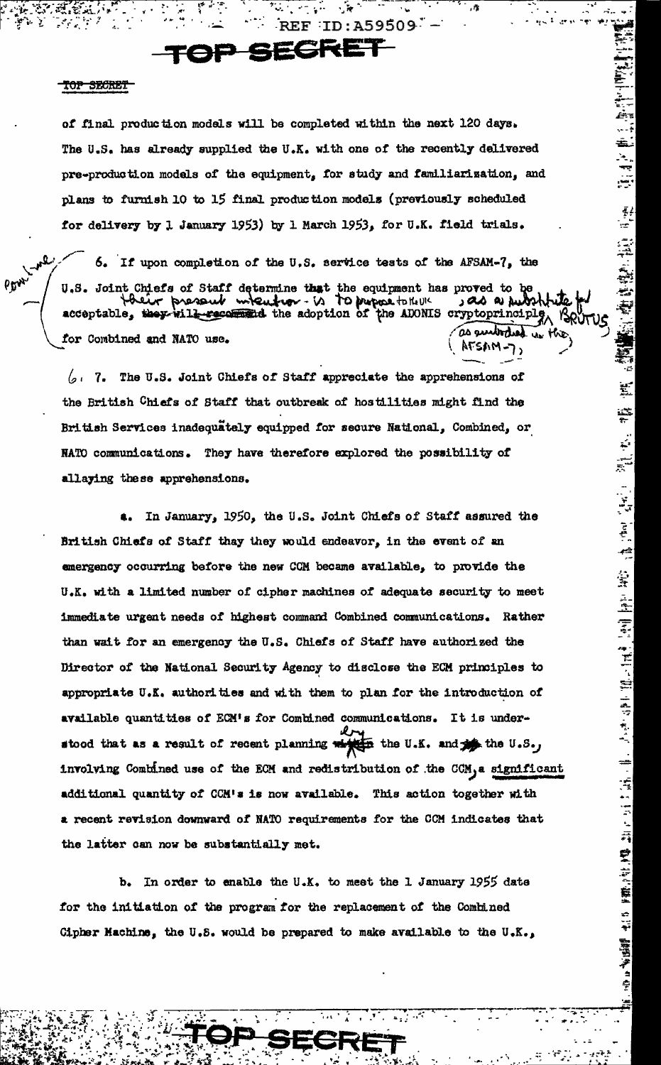TOP SECRET

of final production models will be completed within the next 120 days. The U.S. has already supplied the U.K. with one of the recently delivered pre-production models of the equipment, for study and familiarization, and plans to furnish 10 to 15 final production models (previously scheduled for delivery by 1 January 1953) by 1 March 1953, for U.K. field trials.

6. If upon completion of the U.S. service tests of the AFSAM-7, the U.S. Joint Chiefs of Staff determine that the equipment has proved to be acceptable, ~~they will recommend~~ their present intention is to propose to the UK the adoption of the ADONIS cryptoprinciple, as embodied in the AFSAM-7, as a substitute for BRUTUS for Combined and NATO use.

~~7.~~ 6. The U.S. Joint Chiefs of Staff appreciate the apprehensions of the British Chiefs of Staff that outbreak of hostilities might find the British Services inadequately equipped for secure National, Combined, or NATO communications. They have therefore explored the possibility of allaying these apprehensions.

a. In January, 1950, the U.S. Joint Chiefs of Staff assured the British Chiefs of Staff thay they would endeavor, in the event of an emergency occurring before the new CCM became available, to provide the U.K. with a limited number of cipher machines of adequate security to meet immediate urgent needs of highest command Combined communications. Rather than wait for an emergency the U.S. Chiefs of Staff have authorized the Director of the National Security Agency to disclose the ECM principles to appropriate U.K. authorities and with them to plan for the introduction of available quantities of ECM's for Combined communications. It is understood that as a result of recent planning ~~within~~ by the U.K. and ~~by~~ the U.S., involving Combined use of the ECM and redistribution of the CCM, a significant additional quantity of CCM's is now available. This action together with a recent revision downward of NATO requirements for the CCM indicates that the latter can now be substantially met.

b. In order to enable the U.K. to meet the 1 January 1955 date for the initiation of the program for the replacement of the Combined Cipher Machine, the U.S. would be prepared to make available to the U.K.,

TOP SECRET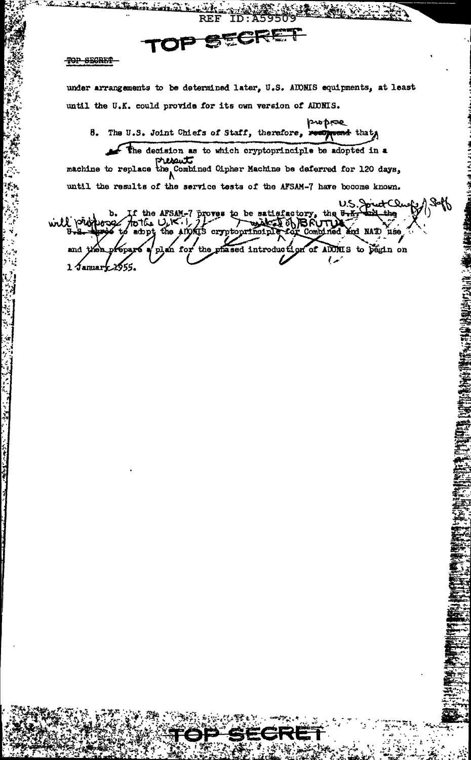TOP SECRET

under arrangements to be determined later, U.S. ADONIS equipments, at least until the U.K. could provide for its own version of ADONIS.

8. The U.S. Joint Chiefs of Staff, therefore, propose that:

a. The decision as to which cryptoprinciple be adopted in a machine to replace the present Combined Cipher Machine be deferred for 120 days, until the results of the service tests of the AFSAM-7 have become known.

b. If the AFSAM-7 proves to be satisfactory, the U.S. Joint Chiefs of Staff will propose to the U.K., with the knowledge of BRUTUS, to adopt the ADONIS cryptoprinciple for Combined and NATO use and then prepare a plan for the phased introduction of ADONIS to begin on 1 January 1955.

TOP SECRET